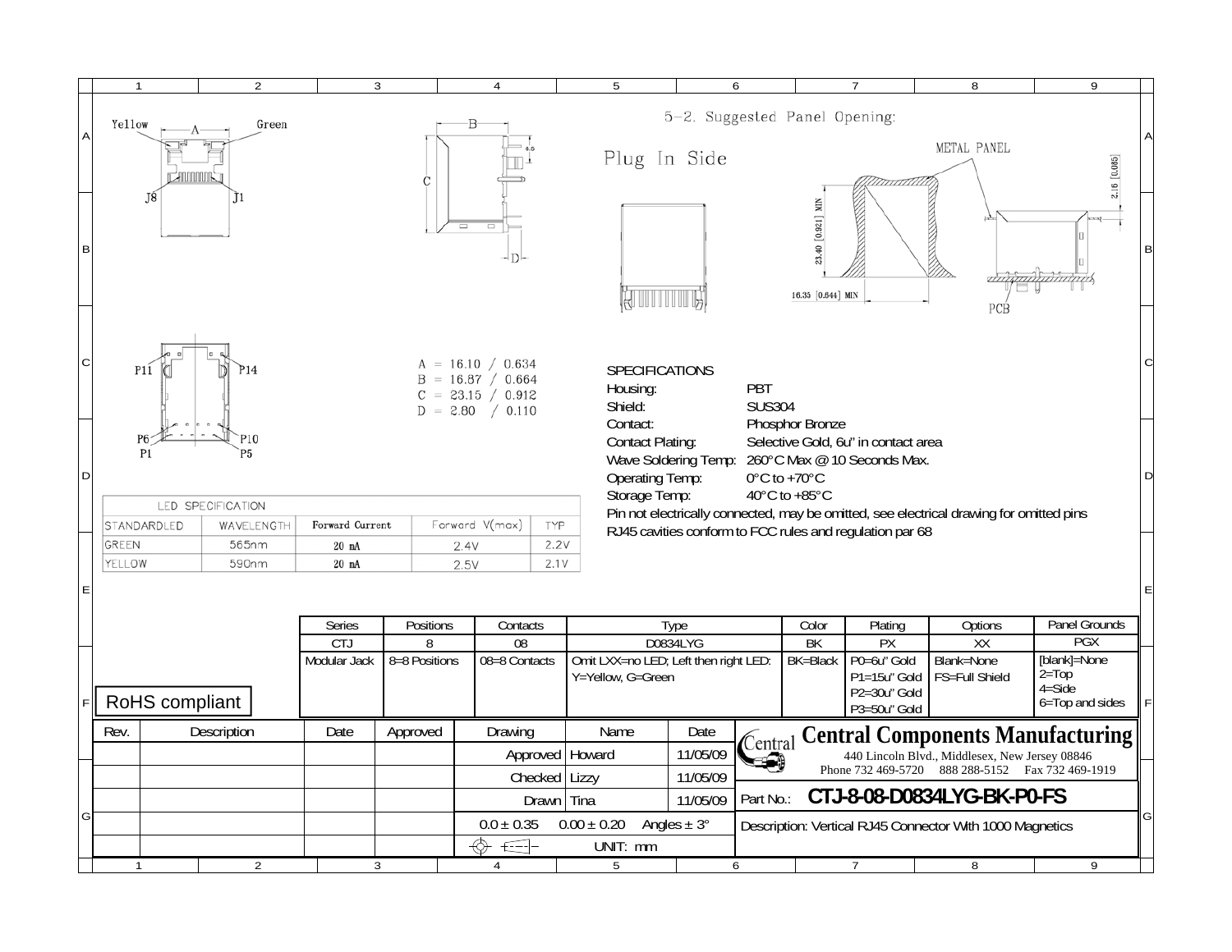Yellow A Green

J8 J1

B

C

D

P11 P14

P6 P10
P1 P5

A = 16.10 / 0.634
B = 16.87 / 0.664
C = 23.15 / 0.912
D = 2.80 / 0.110

5-2. Suggested Panel Opening:

Plug In Side

METAL PANEL

23.40 [0.921] MIN

16.35 [0.644] MIN

2.16 [0.085]

PCB

## SPECIFICATIONS

| | |
|---|---|
| Housing: | PBT |
| Shield: | SUS304 |
| Contact: | Phosphor Bronze |
| Contact Plating: | Selective Gold, 6u" in contact area |
| Wave Soldering Temp: | 260°C Max @ 10 Seconds Max. |
| Operating Temp: | 0°C to +70°C |
| Storage Temp: | 40°C to +85°C |

Pin not electrically connected, may be omitted, see electrical drawing for omitted pins

RJ45 cavities conform to FCC rules and regulation par 68

## LED SPECIFICATION

| STANDARDLED | WAVELENGTH | Forward Current | Forward V(max) | TYP |
|---|---|---|---|---|
| GREEN | 565nm | 20 mA | 2.4V | 2.2V |
| YELLOW | 590nm | 20 mA | 2.5V | 2.1V |

| Series | Positions | Contacts | Type | Color | Plating | Options | Panel Grounds |
|---|---|---|---|---|---|---|---|
| CTJ | 8 | 08 | D0834LYG | BK | PX | XX | PGX |
| Modular Jack | 8=8 Positions | 08=8 Contacts | Omit LXX=no LED; Left then right LED: Y=Yellow, G=Green | BK=Black | P0=6u" Gold P1=15u" Gold P2=30u" Gold P3=50u" Gold | Blank=None FS=Full Shield | [blank]=None 2=Top 4=Side 6=Top and sides |

RoHS compliant

| Rev. | Description | Date | Approved | Drawing | Name | Date |
|---|---|---|---|---|---|---|
| | | | | Approved | Howard | 11/05/09 |
| | | | | Checked | Lizzy | 11/05/09 |
| | | | | Drawn | Tina | 11/05/09 |

0.0 ± 0.35  0.00 ± 0.20  Angles ± 3°

UNIT: mm

**Central Components Manufacturing**
440 Lincoln Blvd., Middlesex, New Jersey 08846
Phone 732 469-5720  888 288-5152  Fax 732 469-1919

Part No.: **CTJ-8-08-D0834LYG-BK-P0-FS**

Description: Vertical RJ45 Connector With 1000 Magnetics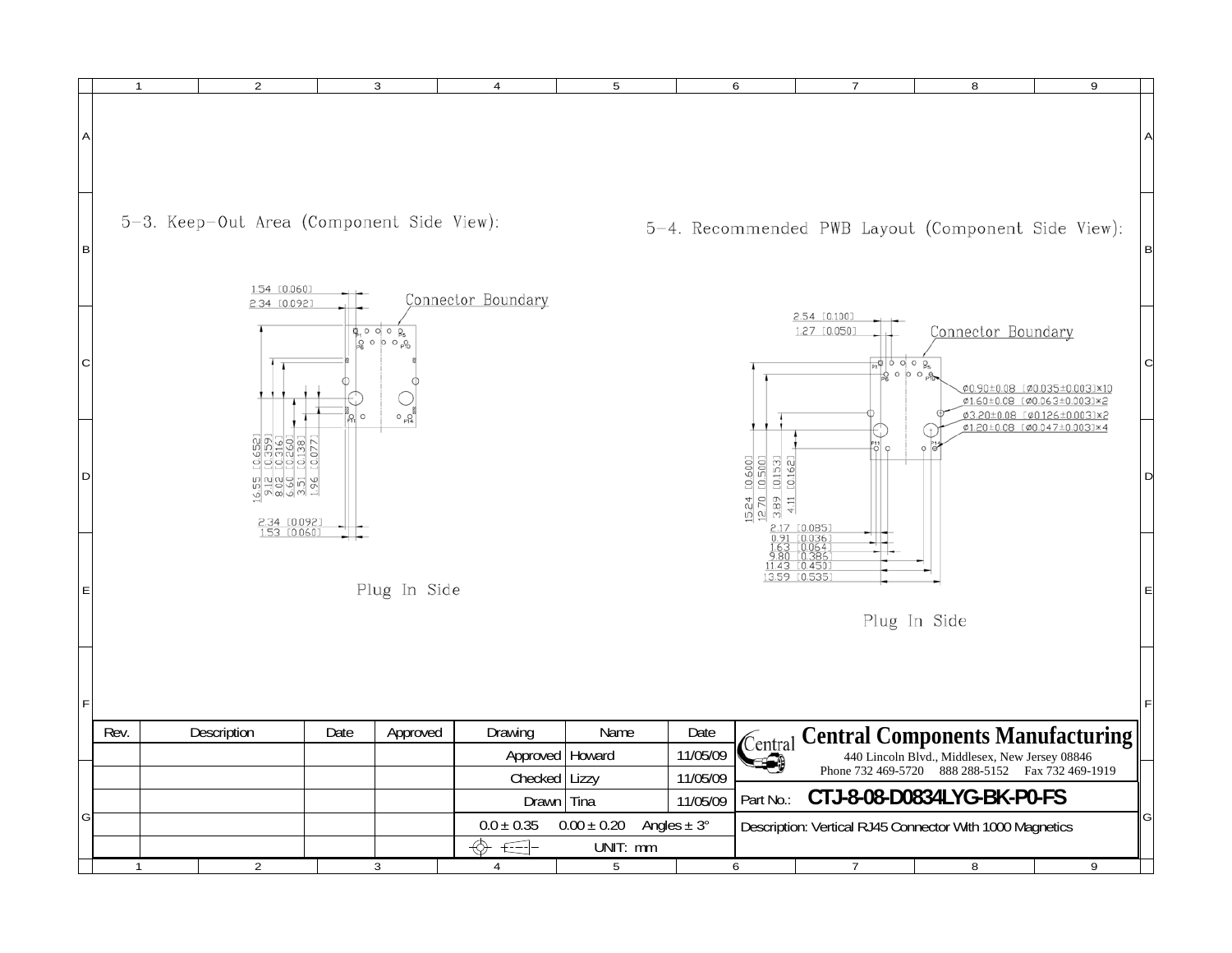## 5-3. Keep-Out Area (Component Side View):

Connector Boundary

1.54 [0.060]
2.34 [0.092]

16.55 [0.652]
9.12 [0.359]
8.02 [0.316]
6.60 [0.260]
3.51 [0.138]
1.96 [0.077]

2.34 [0.092]
1.53 [0.060]

Plug In Side

## 5-4. Recommended PWB Layout (Component Side View):

Connector Boundary

2.54 [0.100]
1.27 [0.050]

Ø0.90±0.08 [Ø0.035±0.003]×10
Ø1.60±0.08 [Ø0.063±0.003]×2
Ø3.20±0.08 [Ø0.126±0.003]×2
Ø1.20±0.08 [Ø0.047±0.003]×4

15.24 [0.600]
12.70 [0.500]
3.89 [0.153]
4.11 [0.162]

2.17 [0.085]
0.91 [0.036]
1.63 [0.064]
9.80 [0.385]
11.43 [0.450]
13.59 [0.535]

Plug In Side

| Rev. | Description | Date | Approved | Drawing | Name | Date |
|---|---|---|---|---|---|---|
| | | | | Approved | Howard | 11/05/09 |
| | | | | Checked | Lizzy | 11/05/09 |
| | | | | Drawn | Tina | 11/05/09 |
| | | | | 0.0 ± 0.35 | 0.00 ± 0.20 | Angles ± 3° |
| | | | | | UNIT: mm | |

**Central Components Manufacturing**

440 Lincoln Blvd., Middlesex, New Jersey 08846
Phone 732 469-5720 888 288-5152 Fax 732 469-1919

Part No.: **CTJ-8-08-D0834LYG-BK-P0-FS**

Description: Vertical RJ45 Connector With 1000 Magnetics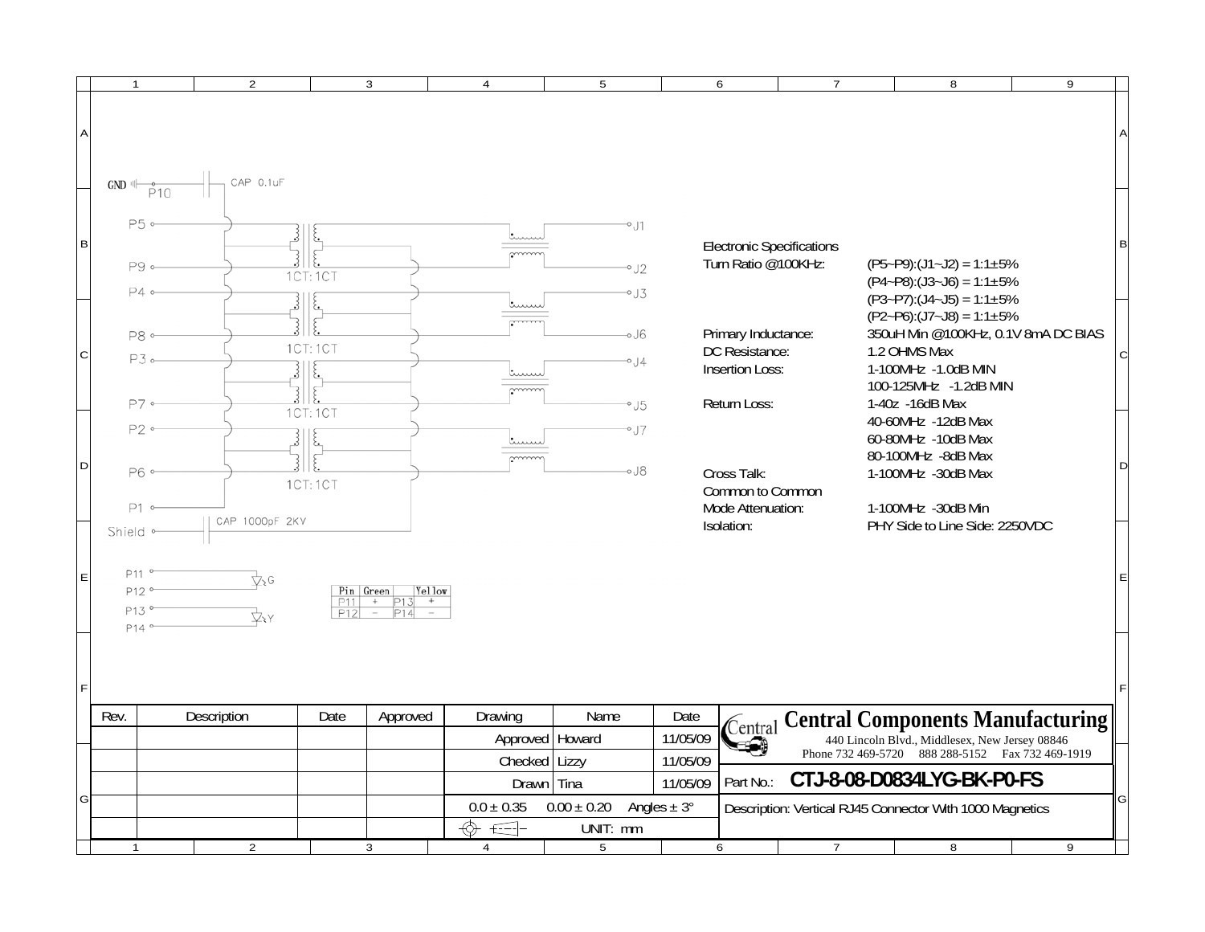GND P10 CAP 0.1uF

P5
P9
P4
P8
P3
P7
P2
P6
P1
Shield

1CT:1CT
1CT:1CT
1CT:1CT
1CT:1CT

J1
J2
J3
J6
J4
J5
J7
J8

CAP 1000pF 2KV

P11
P12
P13
P14
G
Y

| Pin | Green | | Yellow |
| --- | --- | --- | --- |
| P11 | + | P13 | + |
| P12 | − | P14 | − |

## Electronic Specifications

| | |
| --- | --- |
| Turn Ratio @100KHz: | (P5~P9):(J1~J2) = 1:1±5% |
| | (P4~P8):(J3~J6) = 1:1±5% |
| | (P3~P7):(J4~J5) = 1:1±5% |
| | (P2~P6):(J7~J8) = 1:1±5% |
| Primary Inductance: | 350uH Min @100KHz, 0.1V 8mA DC BIAS |
| DC Resistance: | 1.2 OHMS Max |
| Insertion Loss: | 1-100MHz -1.0dB MIN |
| | 100-125MHz -1.2dB MIN |
| Return Loss: | 1-40z -16dB Max |
| | 40-60MHz -12dB Max |
| | 60-80MHz -10dB Max |
| | 80-100MHz -8dB Max |
| Cross Talk: | 1-100MHz -30dB Max |
| Common to Common Mode Attenuation: | 1-100MHz -30dB Min |
| Isolation: | PHY Side to Line Side: 2250VDC |

| Rev. | Description | Date | Approved | Drawing | Name | Date |
| --- | --- | --- | --- | --- | --- | --- |
| | | | | Approved | Howard | 11/05/09 |
| | | | | Checked | Lizzy | 11/05/09 |
| | | | | Drawn | Tina | 11/05/09 |
| | | | | 0.0 ± 0.35 | 0.00 ± 0.20 | Angles ± 3° |
| | | | | | UNIT: mm | |

**Central Components Manufacturing**

440 Lincoln Blvd., Middlesex, New Jersey 08846
Phone 732 469-5720 888 288-5152 Fax 732 469-1919

Part No.: **CTJ-8-08-D0834LYG-BK-P0-FS**

Description: Vertical RJ45 Connector With 1000 Magnetics